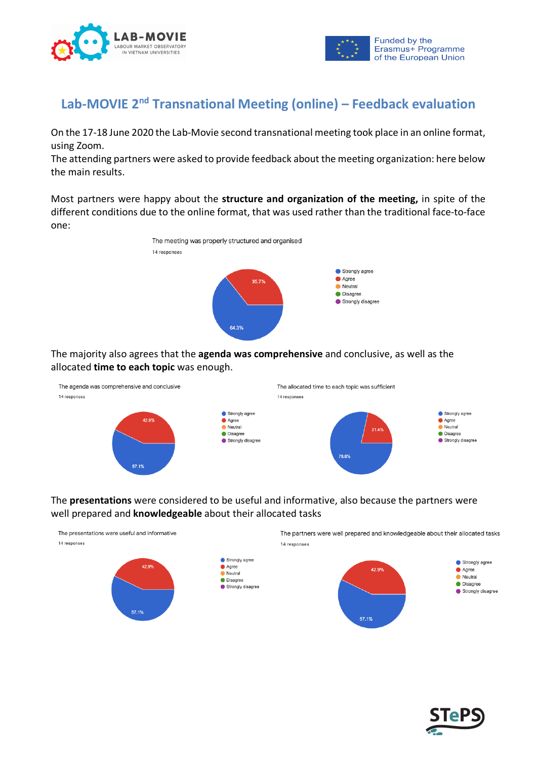# Lab-MOVIE 2nd Transnational Meeting (online) – Feedback evaluation

On the 17-18 June 2020 the Lab-Movie second transnational meeting took place in an online format, using Zoom.
The attending partners were asked to provide feedback about the meeting organization: here below the main results.

Most partners were happy about the **structure and organization of the meeting,** in spite of the different conditions due to the online format, that was used rather than the traditional face-to-face one:

The meeting was properly structured and organised
14 responses

- Strongly agree: 64.3%
- Agree: 35.7%
- Neutral
- Disagree
- Strongly disagree

The majority also agrees that the **agenda was comprehensive** and conclusive, as well as the allocated **time to each topic** was enough.

The agenda was comprehensive and conclusive
14 responses

- Strongly agree: 57.1%
- Agree: 42.9%
- Neutral
- Disagree
- Strongly disagree

The allocated time to each topic was sufficient
14 responses

- Strongly agree: 78.6%
- Agree: 21.4%
- Neutral
- Disagree
- Strongly disagree

The **presentations** were considered to be useful and informative, also because the partners were well prepared and **knowledgeable** about their allocated tasks

The presentations were useful and informative
14 responses

- Strongly agree: 57.1%
- Agree: 42.9%
- Neutral
- Disagree
- Strongly disagree

The partners were well prepared and knowledgeable about their allocated tasks
14 responses

- Strongly agree: 57.1%
- Agree: 42.9%
- Neutral
- Disagree
- Strongly disagree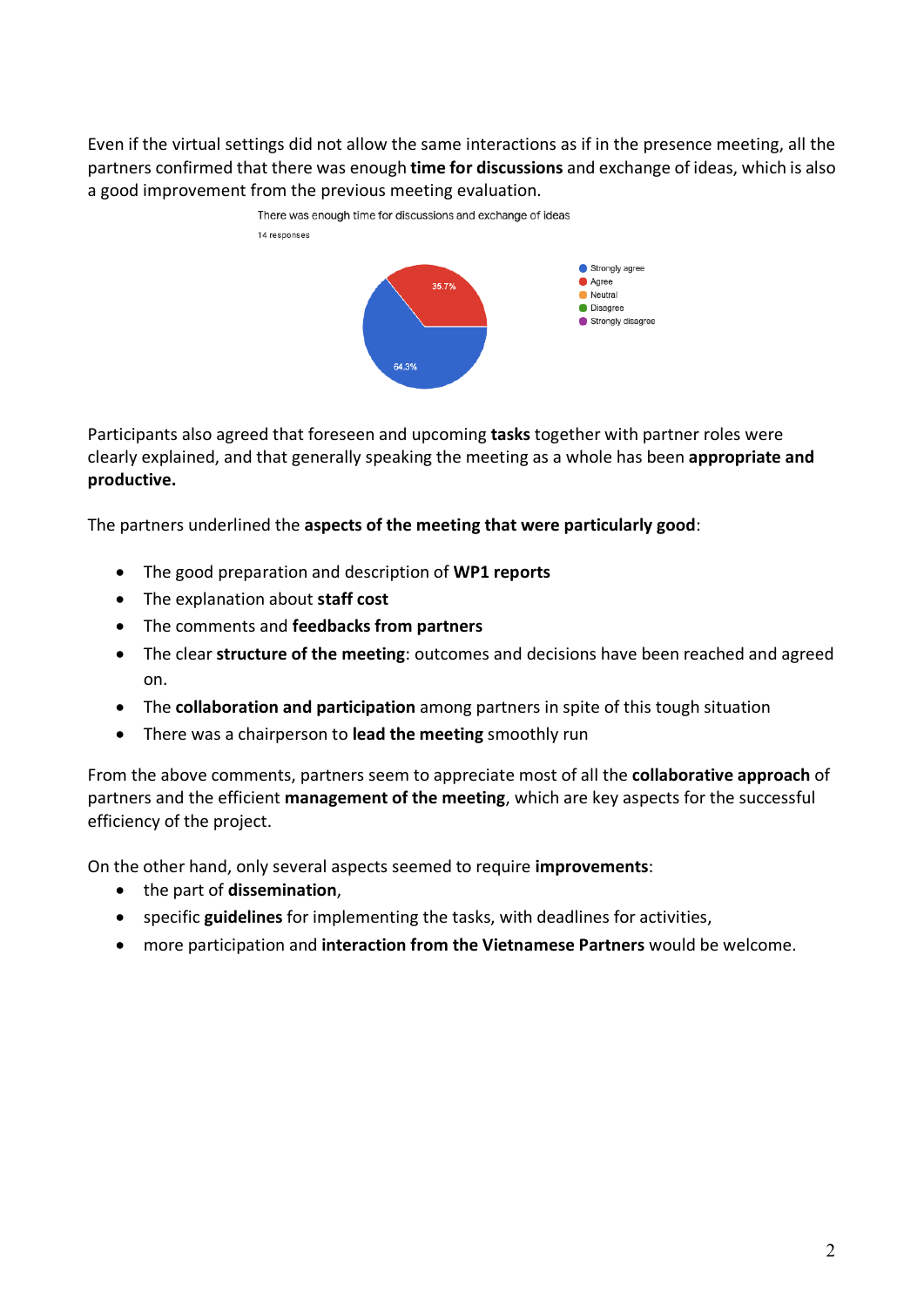Even if the virtual settings did not allow the same interactions as if in the presence meeting, all the partners confirmed that there was enough **time for discussions** and exchange of ideas, which is also a good improvement from the previous meeting evaluation.

There was enough time for discussions and exchange of ideas

14 responses

35.7%

64.3%

Strongly agree
Agree
Neutral
Disagree
Strongly disagree

Participants also agreed that foreseen and upcoming **tasks** together with partner roles were clearly explained, and that generally speaking the meeting as a whole has been **appropriate and productive.**

The partners underlined the **aspects of the meeting that were particularly good**:

- The good preparation and description of **WP1 reports**
- The explanation about **staff cost**
- The comments and **feedbacks from partners**
- The clear **structure of the meeting**: outcomes and decisions have been reached and agreed on.
- The **collaboration and participation** among partners in spite of this tough situation
- There was a chairperson to **lead the meeting** smoothly run

From the above comments, partners seem to appreciate most of all the **collaborative approach** of partners and the efficient **management of the meeting**, which are key aspects for the successful efficiency of the project.

On the other hand, only several aspects seemed to require **improvements**:

- the part of **dissemination**,
- specific **guidelines** for implementing the tasks, with deadlines for activities,
- more participation and **interaction from the Vietnamese Partners** would be welcome.